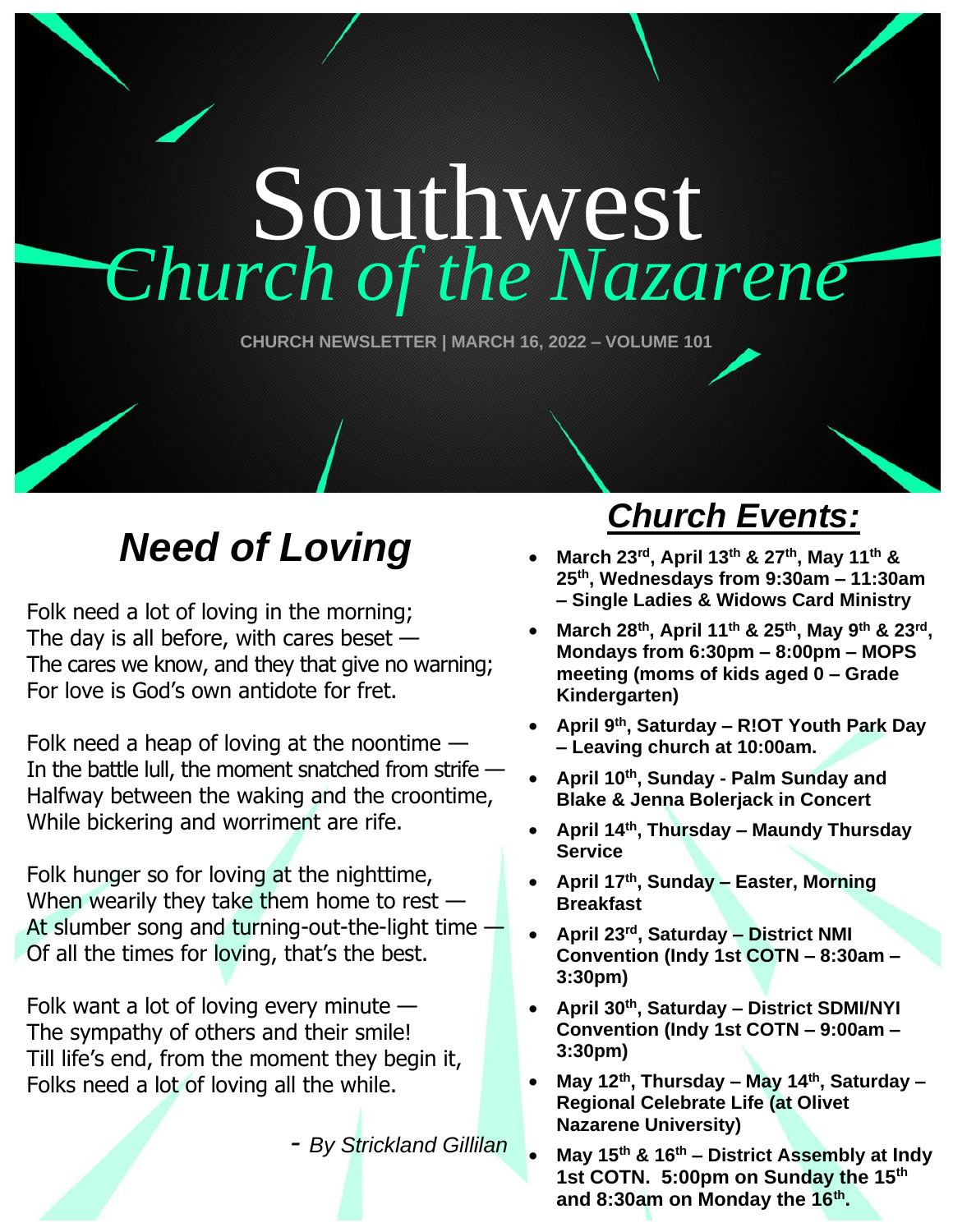# Southwest *Church of the Nazarene*

CHURCH NEWSLETTER | MARCH 16, 2022 – VOLUME 101

## ***Need of Loving***

Folk need a lot of loving in the morning;
The day is all before, with cares beset —
The cares we know, and they that give no warning;
For love is God's own antidote for fret.

Folk need a heap of loving at the noontime —
In the battle lull, the moment snatched from strife —
Halfway between the waking and the croontime,
While bickering and worriment are rife.

Folk hunger so for loving at the nighttime,
When wearily they take them home to rest —
At slumber song and turning-out-the-light time —
Of all the times for loving, that's the best.

Folk want a lot of loving every minute —
The sympathy of others and their smile!
Till life's end, from the moment they begin it,
Folks need a lot of loving all the while.

*- By Strickland Gillilan*

## ***Church Events:***

- **March 23rd, April 13th & 27th, May 11th & 25th, Wednesdays from 9:30am – 11:30am – Single Ladies & Widows Card Ministry**
- **March 28th, April 11th & 25th, May 9th & 23rd, Mondays from 6:30pm – 8:00pm – MOPS meeting (moms of kids aged 0 – Grade Kindergarten)**
- **April 9th, Saturday – R!OT Youth Park Day – Leaving church at 10:00am.**
- **April 10th, Sunday - Palm Sunday and Blake & Jenna Bolerjack in Concert**
- **April 14th, Thursday – Maundy Thursday Service**
- **April 17th, Sunday – Easter, Morning Breakfast**
- **April 23rd, Saturday – District NMI Convention (Indy 1st COTN – 8:30am – 3:30pm)**
- **April 30th, Saturday – District SDMI/NYI Convention (Indy 1st COTN – 9:00am – 3:30pm)**
- **May 12th, Thursday – May 14th, Saturday – Regional Celebrate Life (at Olivet Nazarene University)**
- **May 15th & 16th – District Assembly at Indy 1st COTN. 5:00pm on Sunday the 15th and 8:30am on Monday the 16th.**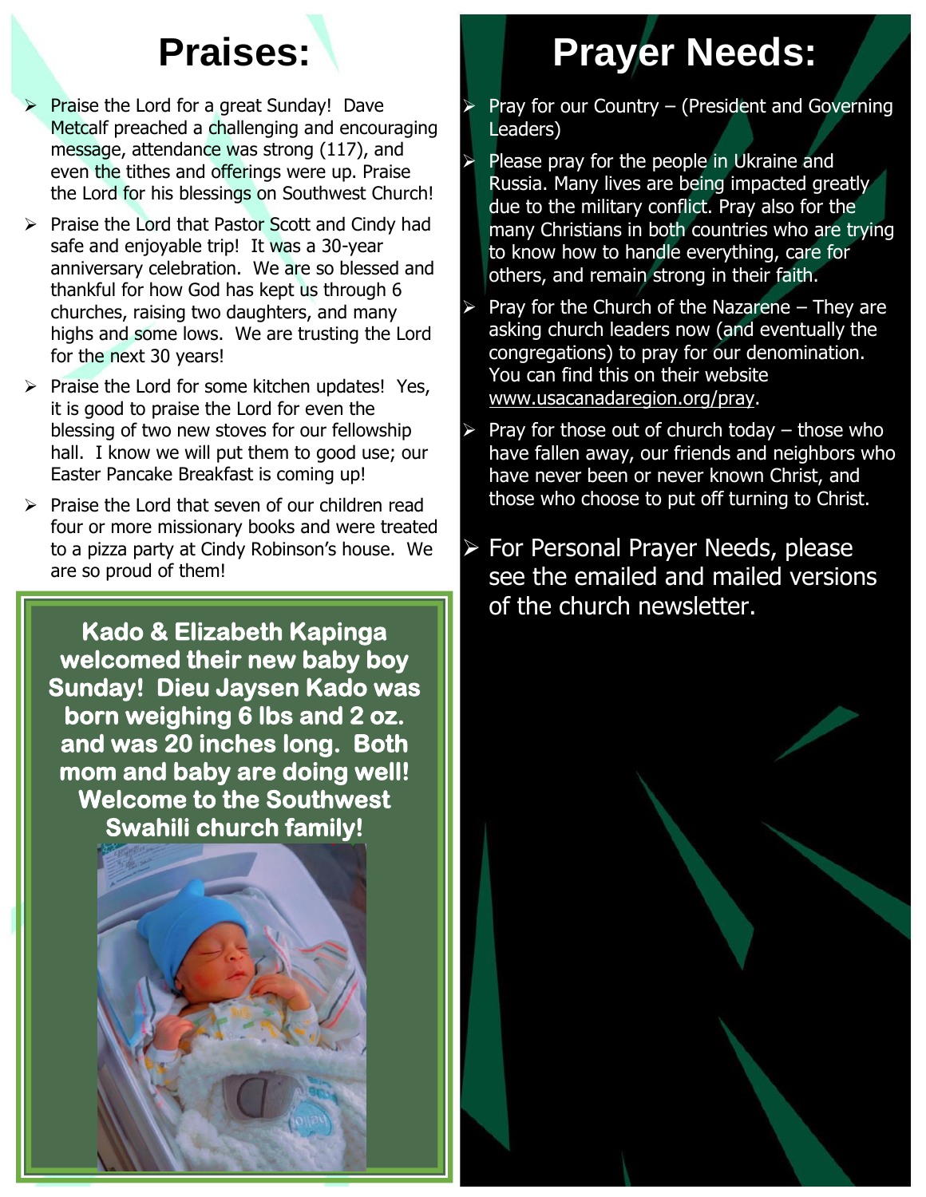# Praises:

- Praise the Lord for a great Sunday! Dave Metcalf preached a challenging and encouraging message, attendance was strong (117), and even the tithes and offerings were up. Praise the Lord for his blessings on Southwest Church!
- Praise the Lord that Pastor Scott and Cindy had safe and enjoyable trip! It was a 30-year anniversary celebration. We are so blessed and thankful for how God has kept us through 6 churches, raising two daughters, and many highs and some lows. We are trusting the Lord for the next 30 years!
- Praise the Lord for some kitchen updates! Yes, it is good to praise the Lord for even the blessing of two new stoves for our fellowship hall. I know we will put them to good use; our Easter Pancake Breakfast is coming up!
- Praise the Lord that seven of our children read four or more missionary books and were treated to a pizza party at Cindy Robinson's house. We are so proud of them!

**Kado & Elizabeth Kapinga welcomed their new baby boy Sunday! Dieu Jaysen Kado was born weighing 6 lbs and 2 oz. and was 20 inches long. Both mom and baby are doing well! Welcome to the Southwest Swahili church family!**

# Prayer Needs:

- Pray for our Country – (President and Governing Leaders)
- Please pray for the people in Ukraine and Russia. Many lives are being impacted greatly due to the military conflict. Pray also for the many Christians in both countries who are trying to know how to handle everything, care for others, and remain strong in their faith.
- Pray for the Church of the Nazarene – They are asking church leaders now (and eventually the congregations) to pray for our denomination. You can find this on their website www.usacanadaregion.org/pray.
- Pray for those out of church today – those who have fallen away, our friends and neighbors who have never been or never known Christ, and those who choose to put off turning to Christ.
- For Personal Prayer Needs, please see the emailed and mailed versions of the church newsletter.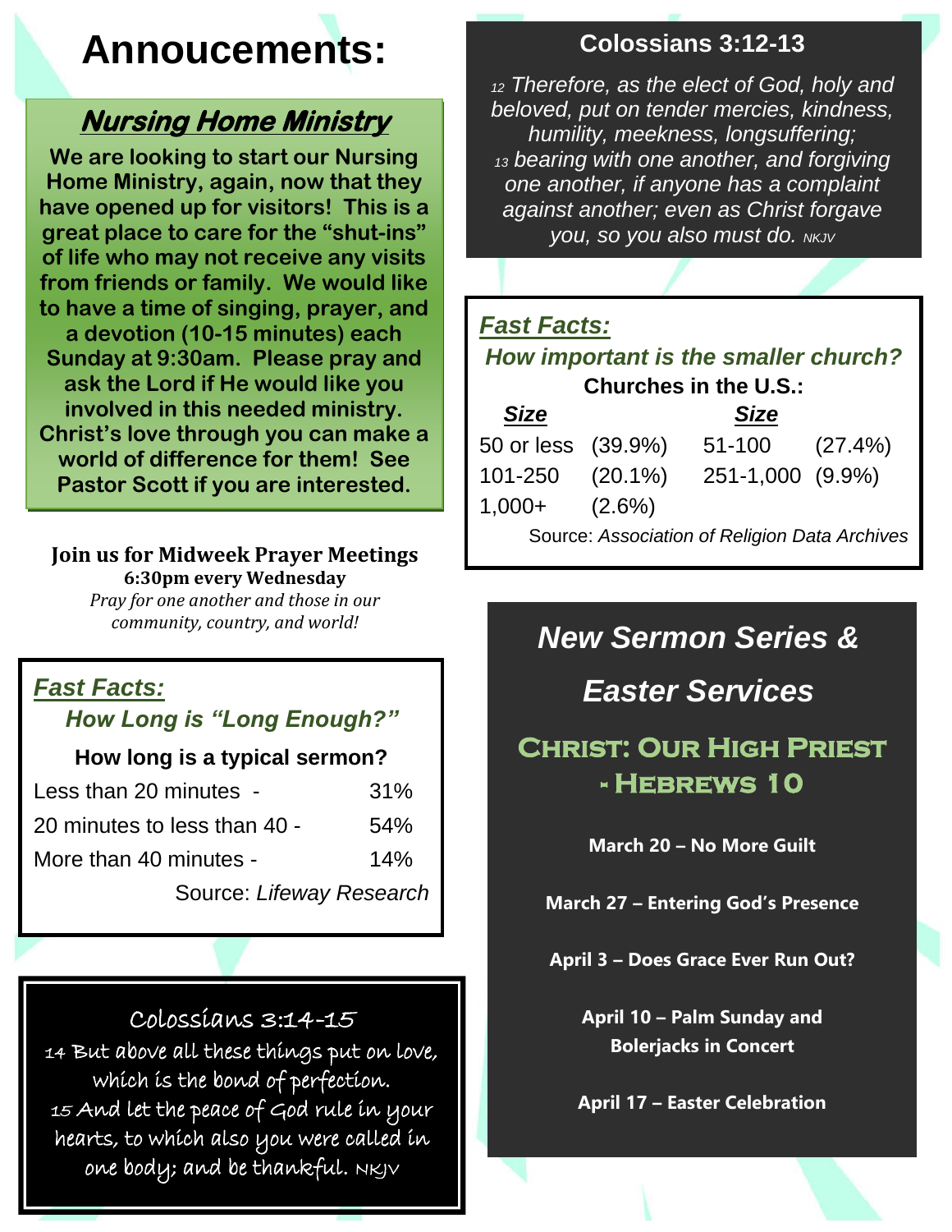# Annoucements:

## *Nursing Home Ministry*

**We are looking to start our Nursing Home Ministry, again, now that they have opened up for visitors! This is a great place to care for the "shut-ins" of life who may not receive any visits from friends or family. We would like to have a time of singing, prayer, and a devotion (10-15 minutes) each Sunday at 9:30am. Please pray and ask the Lord if He would like you involved in this needed ministry. Christ's love through you can make a world of difference for them! See Pastor Scott if you are interested.**

**Join us for Midweek Prayer Meetings**
**6:30pm every Wednesday**
*Pray for one another and those in our community, country, and world!*

### *Fast Facts:*

***How Long is "Long Enough?"***

**How long is a typical sermon?**

| | |
|---|---|
| Less than 20 minutes - | 31% |
| 20 minutes to less than 40 - | 54% |
| More than 40 minutes - | 14% |

Source: *Lifeway Research*

### Colossians 3:14-15

14 But above all these things put on love, which is the bond of perfection. 15 And let the peace of God rule in your hearts, to which also you were called in one body; and be thankful. NKJV

### Colossians 3:12-13

*12 Therefore, as the elect of God, holy and beloved, put on tender mercies, kindness, humility, meekness, longsuffering; 13 bearing with one another, and forgiving one another, if anyone has a complaint against another; even as Christ forgave you, so you also must do. NKJV*

### *Fast Facts:*

***How important is the smaller church?***

**Churches in the U.S.:**

| *Size* | | *Size* | |
|---|---|---|---|
| 50 or less | (39.9%) | 51-100 | (27.4%) |
| 101-250 | (20.1%) | 251-1,000 | (9.9%) |
| 1,000+ | (2.6%) | | |

Source: *Association of Religion Data Archives*

## *New Sermon Series & Easter Services*

### Christ: Our High Priest - Hebrews 10

**March 20 – No More Guilt**

**March 27 – Entering God's Presence**

**April 3 – Does Grace Ever Run Out?**

**April 10 – Palm Sunday and Bolerjacks in Concert**

**April 17 – Easter Celebration**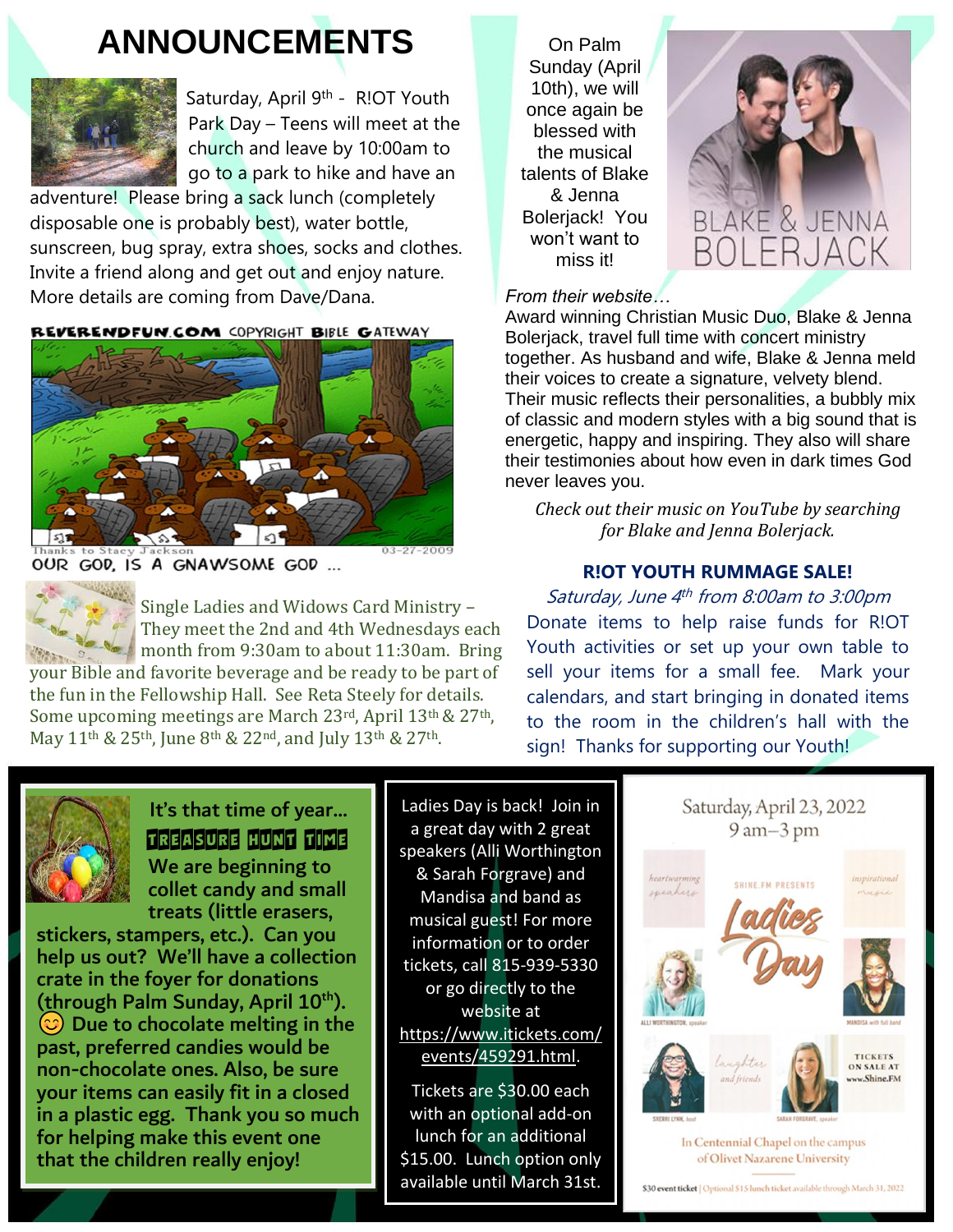# ANNOUNCEMENTS

Saturday, April 9th - R!OT Youth Park Day – Teens will meet at the church and leave by 10:00am to go to a park to hike and have an adventure! Please bring a sack lunch (completely disposable one is probably best), water bottle, sunscreen, bug spray, extra shoes, socks and clothes. Invite a friend along and get out and enjoy nature. More details are coming from Dave/Dana.

REVERENDFUN.COM COPYRIGHT BIBLE GATEWAY

Thanks to Stacy Jackson 03-27-2009

OUR GOD, IS A GNAWSOME GOD ...

Single Ladies and Widows Card Ministry – They meet the 2nd and 4th Wednesdays each month from 9:30am to about 11:30am. Bring your Bible and favorite beverage and be ready to be part of the fun in the Fellowship Hall. See Reta Steely for details. Some upcoming meetings are March 23rd, April 13th & 27th, May 11th & 25th, June 8th & 22nd, and July 13th & 27th.

On Palm Sunday (April 10th), we will once again be blessed with the musical talents of Blake & Jenna Bolerjack! You won't want to miss it!

BLAKE & JENNA BOLERJACK

*From their website…*

Award winning Christian Music Duo, Blake & Jenna Bolerjack, travel full time with concert ministry together. As husband and wife, Blake & Jenna meld their voices to create a signature, velvety blend. Their music reflects their personalities, a bubbly mix of classic and modern styles with a big sound that is energetic, happy and inspiring. They also will share their testimonies about how even in dark times God never leaves you.

*Check out their music on YouTube by searching for Blake and Jenna Bolerjack.*

### R!OT YOUTH RUMMAGE SALE!

*Saturday, June 4th from 8:00am to 3:00pm*

Donate items to help raise funds for R!OT Youth activities or set up your own table to sell your items for a small fee. Mark your calendars, and start bringing in donated items to the room in the children's hall with the sign! Thanks for supporting our Youth!

**It's that time of year…**

**TREASURE HUNT TIME**

**We are beginning to collet candy and small treats (little erasers, stickers, stampers, etc.). Can you help us out? We'll have a collection crate in the foyer for donations (through Palm Sunday, April 10th). 😊 Due to chocolate melting in the past, preferred candies would be non-chocolate ones. Also, be sure your items can easily fit in a closed in a plastic egg. Thank you so much for helping make this event one that the children really enjoy!**

Ladies Day is back! Join in a great day with 2 great speakers (Alli Worthington & Sarah Forgrave) and Mandisa and band as musical guest! For more information or to order tickets, call 815-939-5330 or go directly to the website at https://www.itickets.com/events/459291.html.

Tickets are $30.00 each with an optional add-on lunch for an additional $15.00. Lunch option only available until March 31st.

Saturday, April 23, 2022
9 am–3 pm

heartwarming speakers

SHINE.FM PRESENTS

Ladies Day

inspirational music

ALLI WORTHINGTON, speaker

MANDISA with full band

laughter and friends

TICKETS ON SALE AT www.Shine.FM

SHERRI LYNN, host

SARAH FORGRAVE, speaker

In Centennial Chapel on the campus of Olivet Nazarene University

$30 event ticket | Optional $15 lunch ticket available through March 31, 2022